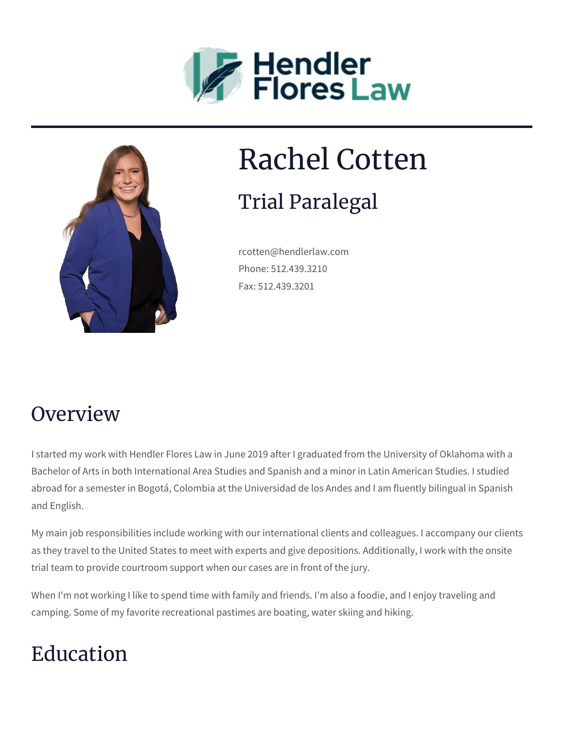Hendler Flores Law

# Rachel Cotten

## Trial Paralegal

rcotten@hendlerlaw.com
Phone: 512.439.3210
Fax: 512.439.3201

## Overview

I started my work with Hendler Flores Law in June 2019 after I graduated from the University of Oklahoma with a Bachelor of Arts in both International Area Studies and Spanish and a minor in Latin American Studies. I studied abroad for a semester in Bogotá, Colombia at the Universidad de los Andes and I am fluently bilingual in Spanish and English.

My main job responsibilities include working with our international clients and colleagues. I accompany our clients as they travel to the United States to meet with experts and give depositions. Additionally, I work with the onsite trial team to provide courtroom support when our cases are in front of the jury.

When I'm not working I like to spend time with family and friends. I'm also a foodie, and I enjoy traveling and camping. Some of my favorite recreational pastimes are boating, water skiing and hiking.

## Education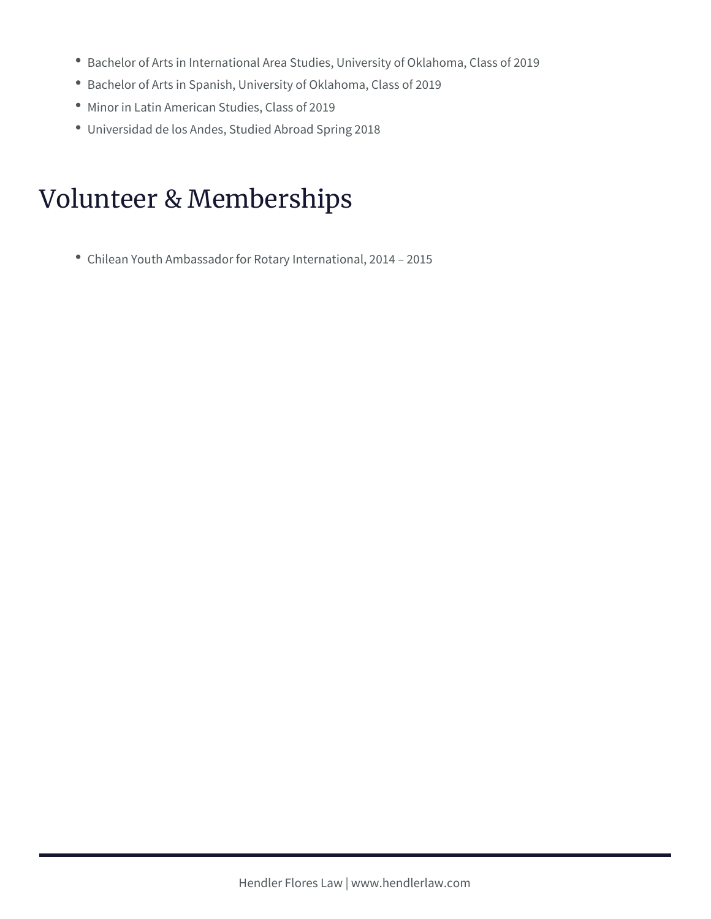- Bachelor of Arts in International Area Studies, University of Oklahoma, Class of 2019
- Bachelor of Arts in Spanish, University of Oklahoma, Class of 2019
- Minor in Latin American Studies, Class of 2019
- Universidad de los Andes, Studied Abroad Spring 2018

## Volunteer & Memberships

- Chilean Youth Ambassador for Rotary International, 2014 – 2015